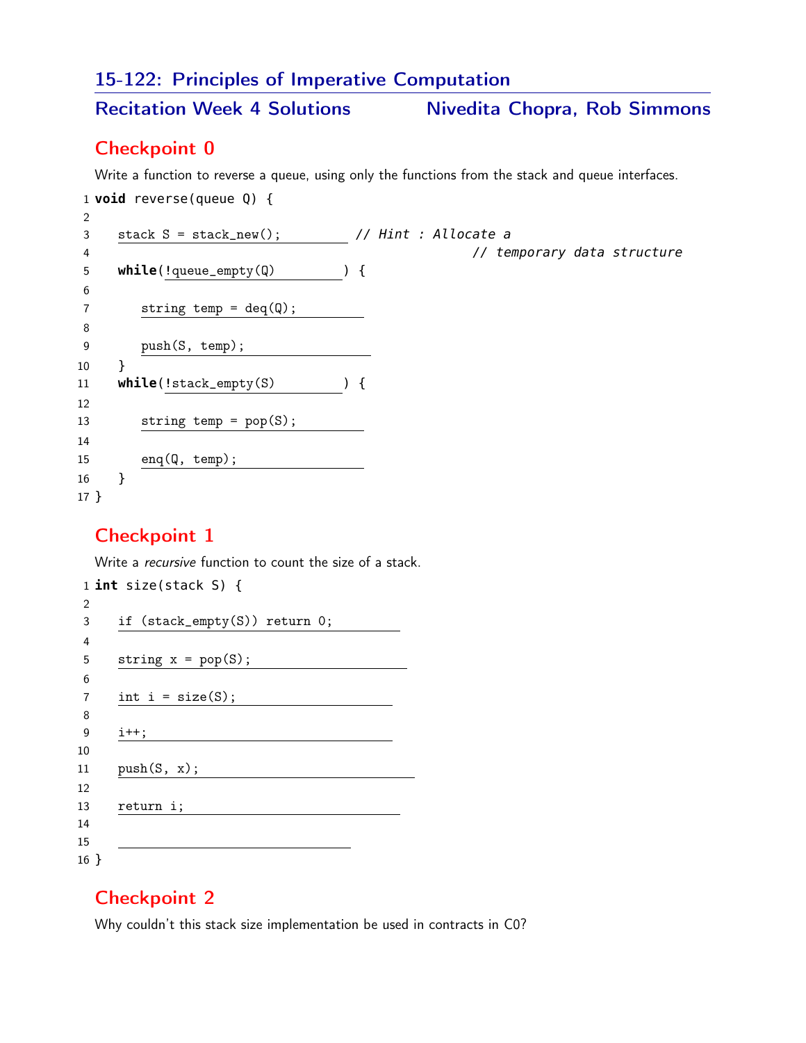# 15-122: Principles of Imperative Computation

## Recitation Week 4 Solutions — Nivedita Chopra, Rob Simmons

## Checkpoint 0

Write a function to reverse a queue, using only the functions from the stack and queue interfaces.

```
1  void reverse(queue Q) {
2
3     stack S = stack_new();          // Hint : Allocate a
4                                                // temporary data structure
5     while(!queue_empty(Q)       ) {
6
7         string temp = deq(Q);
8
9         push(S, temp);
10    }
11    while(!stack_empty(S)       ) {
12
13        string temp = pop(S);
14
15        enq(Q, temp);
16    }
17 }
```

## Checkpoint 1

Write a *recursive* function to count the size of a stack.

```
1  int size(stack S) {
2
3     if (stack_empty(S)) return 0;
4
5     string x = pop(S);
6
7     int i = size(S);
8
9     i++;
10
11    push(S, x);
12
13    return i;
14
15    
16 }
```

## Checkpoint 2

Why couldn't this stack size implementation be used in contracts in C0?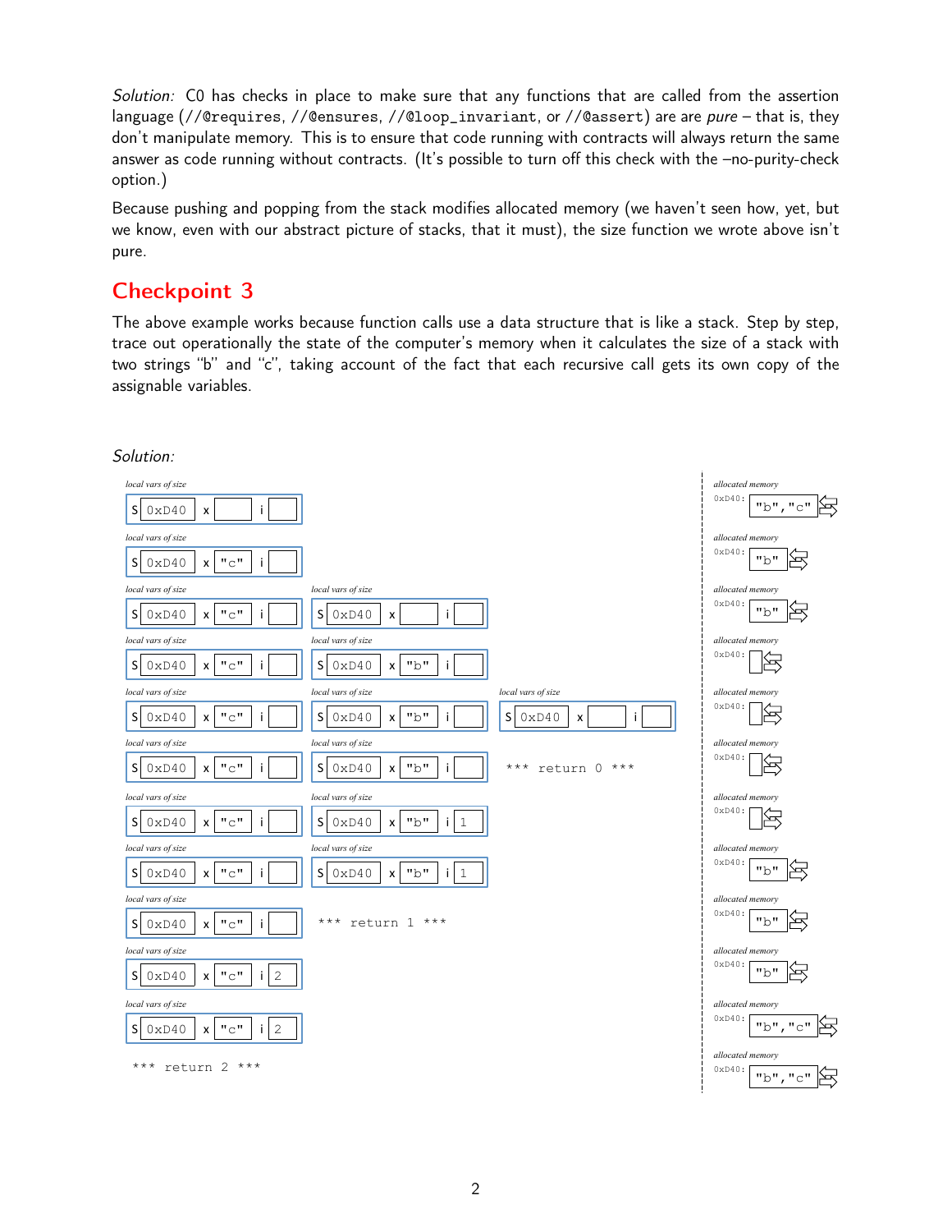*Solution:* C0 has checks in place to make sure that any functions that are called from the assertion language (`//@requires`, `//@ensures`, `//@loop_invariant`, or `//@assert`) are are *pure* – that is, they don't manipulate memory. This is to ensure that code running with contracts will always return the same answer as code running without contracts. (It's possible to turn off this check with the –no-purity-check option.)

Because pushing and popping from the stack modifies allocated memory (we haven't seen how, yet, but we know, even with our abstract picture of stacks, that it must), the size function we wrote above isn't pure.

## Checkpoint 3

The above example works because function calls use a data structure that is like a stack. Step by step, trace out operationally the state of the computer's memory when it calculates the size of a stack with two strings "b" and "c", taking account of the fact that each recursive call gets its own copy of the assignable variables.

*Solution:*

| Step | local vars of size (call 1) | local vars of size (call 2) | local vars of size (call 3) | allocated memory (0xD40) |
| --- | --- | --- | --- | --- |
| 1 | S 0xD40, x , i | | | "b","c" |
| 2 | S 0xD40, x "c", i | | | "b" |
| 3 | S 0xD40, x "c", i | S 0xD40, x , i | | "b" |
| 4 | S 0xD40, x "c", i | S 0xD40, x "b", i | | (empty) |
| 5 | S 0xD40, x "c", i | S 0xD40, x "b", i | S 0xD40, x , i | (empty) |
| 6 | S 0xD40, x "c", i | S 0xD40, x "b", i | *** return 0 *** | (empty) |
| 7 | S 0xD40, x "c", i | S 0xD40, x "b", i 1 | | (empty) |
| 8 | S 0xD40, x "c", i | S 0xD40, x "b", i 1 | | "b" |
| 9 | S 0xD40, x "c", i | *** return 1 *** | | "b" |
| 10 | S 0xD40, x "c", i 2 | | | "b" |
| 11 | S 0xD40, x "c", i 2 | | | "b","c" |
| 12 | *** return 2 *** | | | "b","c" |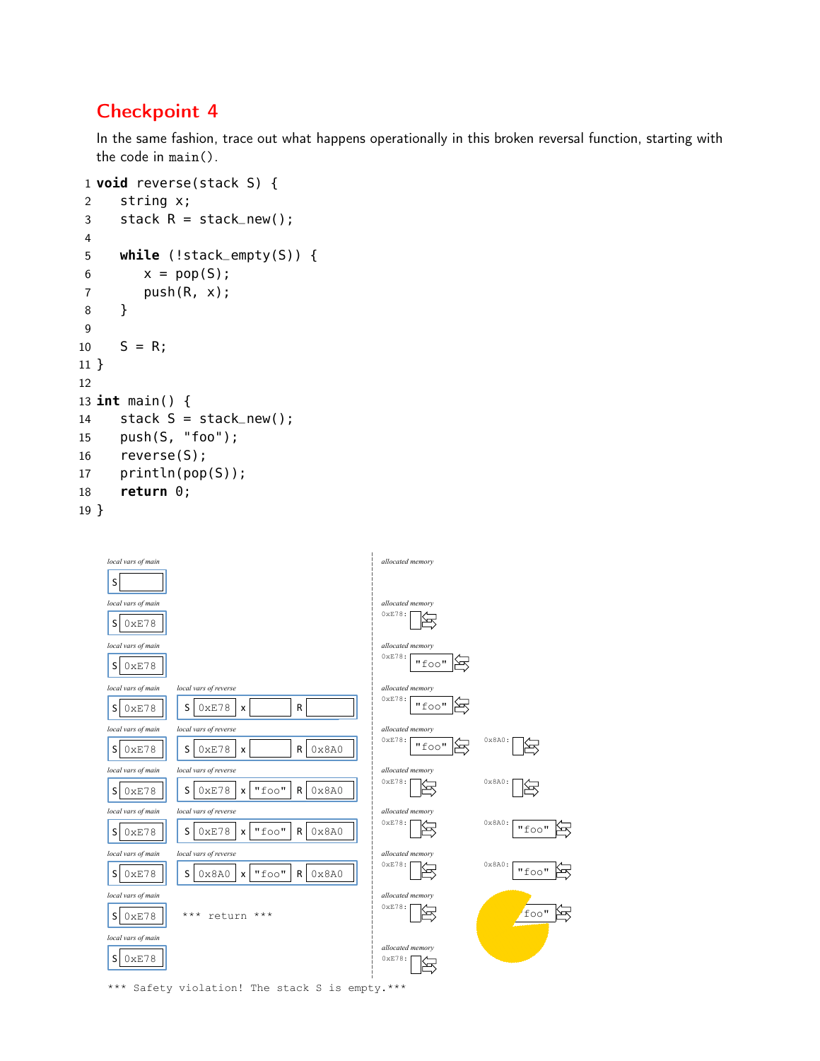## Checkpoint 4

In the same fashion, trace out what happens operationally in this broken reversal function, starting with the code in `main()`.

```
1  void reverse(stack S) {
2      string x;
3      stack R = stack_new();
4
5      while (!stack_empty(S)) {
6          x = pop(S);
7          push(R, x);
8      }
9
10     S = R;
11 }
12
13 int main() {
14     stack S = stack_new();
15     push(S, "foo");
16     reverse(S);
17     println(pop(S));
18     return 0;
19 }
```

*local vars of main* S

*allocated memory*

*local vars of main* S 0xE78

*allocated memory* 0xE78:

*local vars of main* S 0xE78

*allocated memory* 0xE78: "foo"

*local vars of main* S 0xE78 — *local vars of reverse* S 0xE78 x R

*allocated memory* 0xE78: "foo"

*local vars of main* S 0xE78 — *local vars of reverse* S 0xE78 x R 0x8A0

*allocated memory* 0xE78: "foo" 0x8A0:

*local vars of main* S 0xE78 — *local vars of reverse* S 0xE78 x "foo" R 0x8A0

*allocated memory* 0xE78: 0x8A0:

*local vars of main* S 0xE78 — *local vars of reverse* S 0xE78 x "foo" R 0x8A0

*allocated memory* 0xE78: 0x8A0: "foo"

*local vars of main* S 0xE78 — *local vars of reverse* S 0x8A0 x "foo" R 0x8A0

*allocated memory* 0xE78: 0x8A0: "foo"

*local vars of main* S 0xE78 — \*\*\* return \*\*\*

*allocated memory* 0xE78: "foo"

*local vars of main* S 0xE78

*allocated memory* 0xE78:

\*\*\* Safety violation! The stack S is empty.\*\*\*